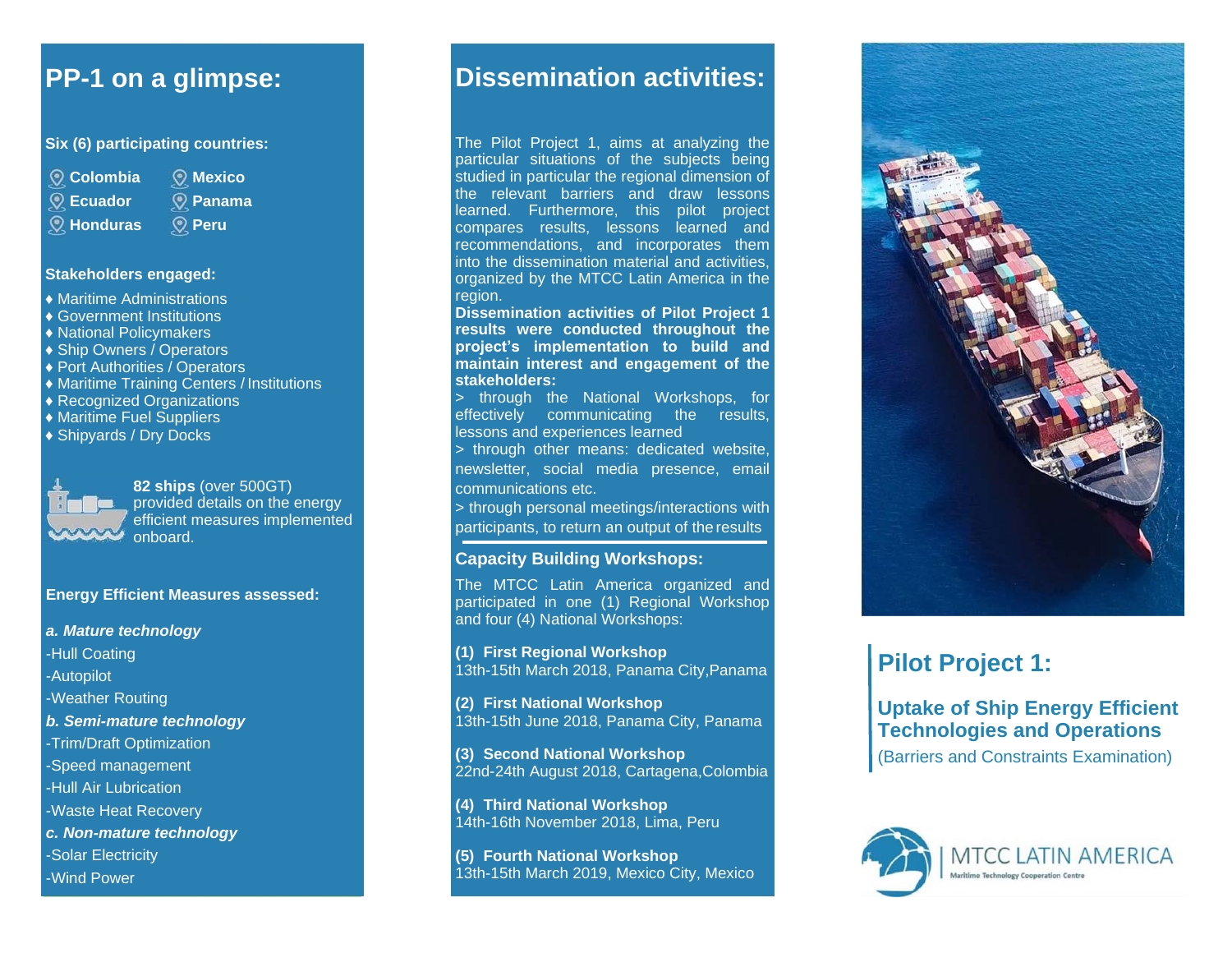## PP-1 on a glimpse:

**Six (6) participating countries:**

- **Colombia**
- **Mexico**
- **Ecuador**
- **Panama**
- **Honduras**
- **Peru**

**Stakeholders engaged:**

- ♦ Maritime Administrations
- ♦ Government Institutions
- ♦ National Policymakers
- ♦ Ship Owners / Operators
- ♦ Port Authorities / Operators
- ♦ Maritime Training Centers / Institutions
- ♦ Recognized Organizations
- ♦ Maritime Fuel Suppliers
- ♦ Shipyards / Dry Docks

**82 ships** (over 500GT) provided details on the energy efficient measures implemented onboard.

**Energy Efficient Measures assessed:**

***a. Mature technology***

-Hull Coating

-Autopilot

-Weather Routing

***b. Semi-mature technology***

-Trim/Draft Optimization

-Speed management

-Hull Air Lubrication

-Waste Heat Recovery

***c. Non-mature technology***

-Solar Electricity

-Wind Power

## Dissemination activities:

The Pilot Project 1, aims at analyzing the particular situations of the subjects being studied in particular the regional dimension of the relevant barriers and draw lessons learned. Furthermore, this pilot project compares results, lessons learned and recommendations, and incorporates them into the dissemination material and activities, organized by the MTCC Latin America in the region.

**Dissemination activities of Pilot Project 1 results were conducted throughout the project's implementation to build and maintain interest and engagement of the stakeholders:**

> through the National Workshops, for effectively communicating the results, lessons and experiences learned

> through other means: dedicated website, newsletter, social media presence, email communications etc.

> through personal meetings/interactions with participants, to return an output of the results

### Capacity Building Workshops:

The MTCC Latin America organized and participated in one (1) Regional Workshop and four (4) National Workshops:

**(1) First Regional Workshop**
13th-15th March 2018, Panama City,Panama

**(2) First National Workshop**
13th-15th June 2018, Panama City, Panama

**(3) Second National Workshop**
22nd-24th August 2018, Cartagena,Colombia

**(4) Third National Workshop**
14th-16th November 2018, Lima, Peru

**(5) Fourth National Workshop**
13th-15th March 2019, Mexico City, Mexico

# Pilot Project 1:

## Uptake of Ship Energy Efficient Technologies and Operations

(Barriers and Constraints Examination)

MTCC LATIN AMERICA
Maritime Technology Cooperation Centre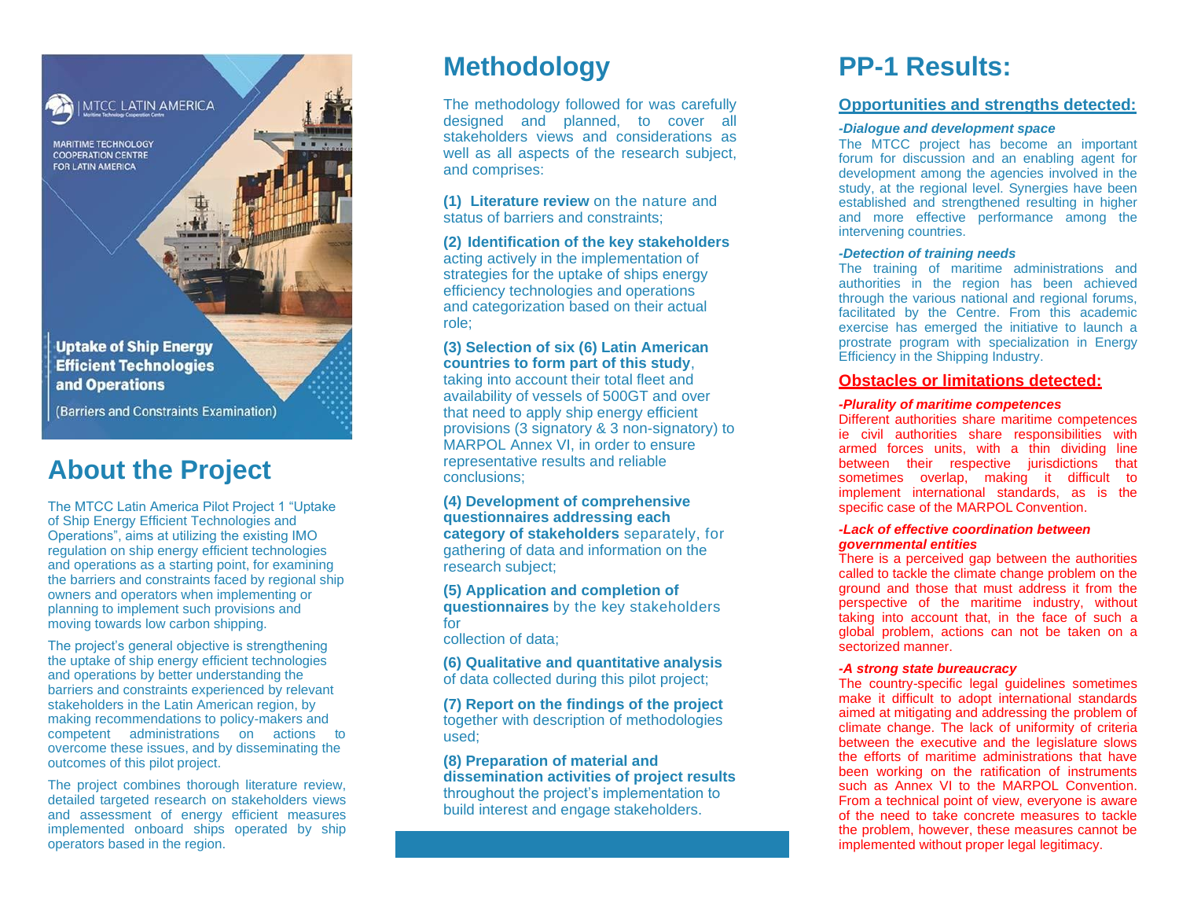MTCC LATIN AMERICA
Maritime Technology Cooperation Centre

MARITIME TECHNOLOGY COOPERATION CENTRE FOR LATIN AMERICA

**Uptake of Ship Energy Efficient Technologies and Operations**

(Barriers and Constraints Examination)

## About the Project

The MTCC Latin America Pilot Project 1 "Uptake of Ship Energy Efficient Technologies and Operations", aims at utilizing the existing IMO regulation on ship energy efficient technologies and operations as a starting point, for examining the barriers and constraints faced by regional ship owners and operators when implementing or planning to implement such provisions and moving towards low carbon shipping.

The project's general objective is strengthening the uptake of ship energy efficient technologies and operations by better understanding the barriers and constraints experienced by relevant stakeholders in the Latin American region, by making recommendations to policy-makers and competent administrations on actions to overcome these issues, and by disseminating the outcomes of this pilot project.

The project combines thorough literature review, detailed targeted research on stakeholders views and assessment of energy efficient measures implemented onboard ships operated by ship operators based in the region.

## Methodology

The methodology followed for was carefully designed and planned, to cover all stakeholders views and considerations as well as all aspects of the research subject, and comprises:

**(1) Literature review** on the nature and status of barriers and constraints;

**(2) Identification of the key stakeholders** acting actively in the implementation of strategies for the uptake of ships energy efficiency technologies and operations and categorization based on their actual role;

**(3) Selection of six (6) Latin American countries to form part of this study**, taking into account their total fleet and availability of vessels of 500GT and over that need to apply ship energy efficient provisions (3 signatory & 3 non-signatory) to MARPOL Annex VI, in order to ensure representative results and reliable conclusions;

**(4) Development of comprehensive questionnaires addressing each category of stakeholders** separately, for gathering of data and information on the research subject;

**(5) Application and completion of questionnaires** by the key stakeholders for collection of data;

**(6) Qualitative and quantitative analysis** of data collected during this pilot project;

**(7) Report on the findings of the project** together with description of methodologies used;

**(8) Preparation of material and dissemination activities of project results** throughout the project's implementation to build interest and engage stakeholders.

## PP-1 Results:

### Opportunities and strengths detected:

***-Dialogue and development space***

The MTCC project has become an important forum for discussion and an enabling agent for development among the agencies involved in the study, at the regional level. Synergies have been established and strengthened resulting in higher and more effective performance among the intervening countries.

***-Detection of training needs***

The training of maritime administrations and authorities in the region has been achieved through the various national and regional forums, facilitated by the Centre. From this academic exercise has emerged the initiative to launch a prostrate program with specialization in Energy Efficiency in the Shipping Industry.

### Obstacles or limitations detected:

***-Plurality of maritime competences***

Different authorities share maritime competences ie civil authorities share responsibilities with armed forces units, with a thin dividing line between their respective jurisdictions that sometimes overlap, making it difficult to implement international standards, as is the specific case of the MARPOL Convention.

***-Lack of effective coordination between governmental entities***

There is a perceived gap between the authorities called to tackle the climate change problem on the ground and those that must address it from the perspective of the maritime industry, without taking into account that, in the face of such a global problem, actions can not be taken on a sectorized manner.

***-A strong state bureaucracy***

The country-specific legal guidelines sometimes make it difficult to adopt international standards aimed at mitigating and addressing the problem of climate change. The lack of uniformity of criteria between the executive and the legislature slows the efforts of maritime administrations that have been working on the ratification of instruments such as Annex VI to the MARPOL Convention. From a technical point of view, everyone is aware of the need to take concrete measures to tackle the problem, however, these measures cannot be implemented without proper legal legitimacy.